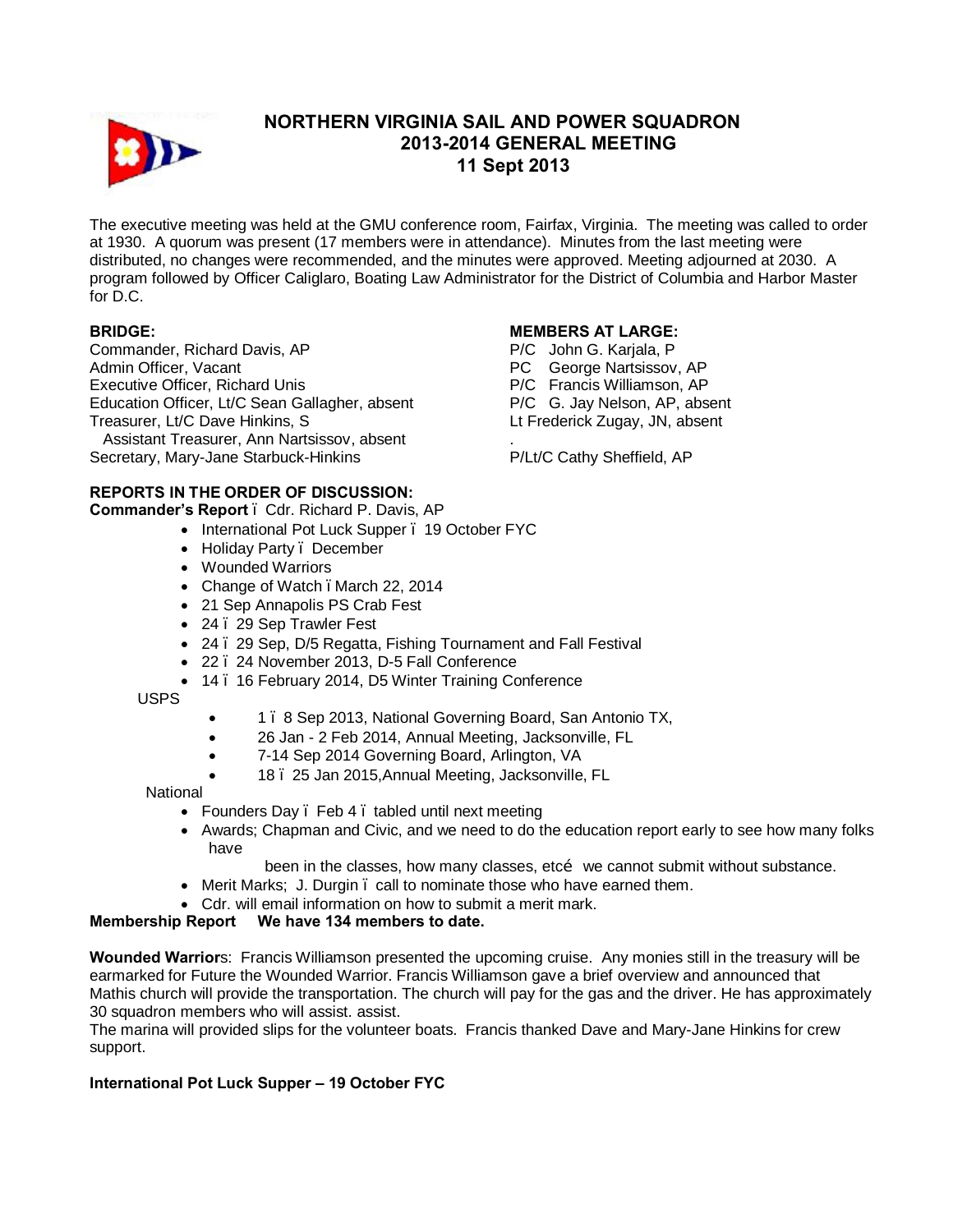# NORTHERN VIRGINIA SAIL AND POWER SQUADRON
## 2013-2014 GENERAL MEETING
## 11 Sept 2013

The executive meeting was held at the GMU conference room, Fairfax, Virginia. The meeting was called to order at 1930. A quorum was present (17 members were in attendance). Minutes from the last meeting were distributed, no changes were recommended, and the minutes were approved. Meeting adjourned at 2030. A program followed by Officer Caliglaro, Boating Law Administrator for the District of Columbia and Harbor Master for D.C.

**BRIDGE:**
Commander, Richard Davis, AP
Admin Officer, Vacant
Executive Officer, Richard Unis
Education Officer, Lt/C Sean Gallagher, absent
Treasurer, Lt/C Dave Hinkins, S
  Assistant Treasurer, Ann Nartsissov, absent
Secretary, Mary-Jane Starbuck-Hinkins

**MEMBERS AT LARGE:**
P/C John G. Karjala, P
PC George Nartsissov, AP
P/C Francis Williamson, AP
P/C G. Jay Nelson, AP, absent
Lt Frederick Zugay, JN, absent
.
P/Lt/C Cathy Sheffield, AP

**REPORTS IN THE ORDER OF DISCUSSION:**
**Commander's Report** – Cdr. Richard P. Davis, AP

- International Pot Luck Supper – 19 October FYC
- Holiday Party – December
- Wounded Warriors
- Change of Watch – March 22, 2014
- 21 Sep Annapolis PS Crab Fest
- 24 – 29 Sep Trawler Fest
- 24 – 29 Sep, D/5 Regatta, Fishing Tournament and Fall Festival
- 22 – 24 November 2013, D-5 Fall Conference
- 14 – 16 February 2014, D5 Winter Training Conference

USPS

- 1 – 8 Sep 2013, National Governing Board, San Antonio TX,
- 26 Jan - 2 Feb 2014, Annual Meeting, Jacksonville, FL
- 7-14 Sep 2014 Governing Board, Arlington, VA
- 18 – 25 Jan 2015,Annual Meeting, Jacksonville, FL

National

- Founders Day – Feb 4 – tabled until next meeting
- Awards; Chapman and Civic, and we need to do the education report early to see how many folks have been in the classes, how many classes, etc… we cannot submit without substance.
- Merit Marks; J. Durgin – call to nominate those who have earned them.
- Cdr. will email information on how to submit a merit mark.

**Membership Report    We have 134 members to date.**

**Wounded Warrior**s: Francis Williamson presented the upcoming cruise. Any monies still in the treasury will be earmarked for Future the Wounded Warrior. Francis Williamson gave a brief overview and announced that Mathis church will provide the transportation. The church will pay for the gas and the driver. He has approximately 30 squadron members who will assist. assist.
The marina will provided slips for the volunteer boats. Francis thanked Dave and Mary-Jane Hinkins for crew support.

**International Pot Luck Supper – 19 October FYC**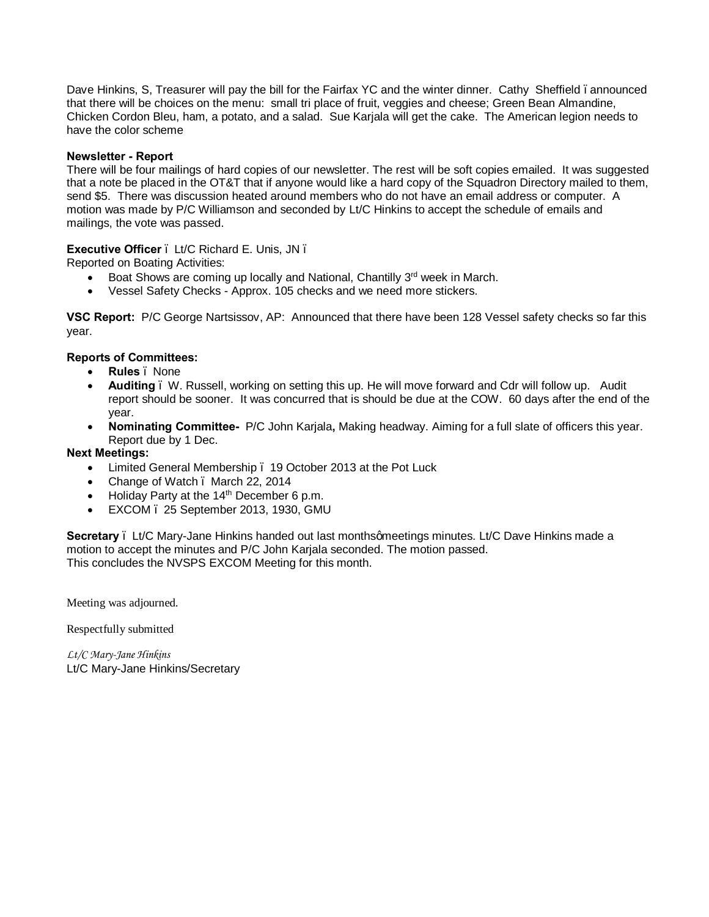Dave Hinkins, S, Treasurer will pay the bill for the Fairfax YC and the winter dinner. Cathy Sheffield – announced that there will be choices on the menu: small tri place of fruit, veggies and cheese; Green Bean Almandine, Chicken Cordon Bleu, ham, a potato, and a salad. Sue Karjala will get the cake. The American legion needs to have the color scheme

**Newsletter - Report**

There will be four mailings of hard copies of our newsletter. The rest will be soft copies emailed. It was suggested that a note be placed in the OT&T that if anyone would like a hard copy of the Squadron Directory mailed to them, send $5. There was discussion heated around members who do not have an email address or computer. A motion was made by P/C Williamson and seconded by Lt/C Hinkins to accept the schedule of emails and mailings, the vote was passed.

**Executive Officer** – Lt/C Richard E. Unis, JN –

Reported on Boating Activities:

- Boat Shows are coming up locally and National, Chantilly 3rd week in March.
- Vessel Safety Checks - Approx. 105 checks and we need more stickers.

**VSC Report:** P/C George Nartsissov, AP: Announced that there have been 128 Vessel safety checks so far this year.

**Reports of Committees:**

- **Rules** – None
- **Auditing** – W. Russell, working on setting this up. He will move forward and Cdr will follow up. Audit report should be sooner. It was concurred that is should be due at the COW. 60 days after the end of the year.
- **Nominating Committee-** P/C John Karjala**,** Making headway. Aiming for a full slate of officers this year. Report due by 1 Dec.

**Next Meetings:**

- Limited General Membership – 19 October 2013 at the Pot Luck
- Change of Watch – March 22, 2014
- Holiday Party at the 14th December 6 p.m.
- EXCOM – 25 September 2013, 1930, GMU

**Secretary** – Lt/C Mary-Jane Hinkins handed out last months' meetings minutes. Lt/C Dave Hinkins made a motion to accept the minutes and P/C John Karjala seconded. The motion passed.
This concludes the NVSPS EXCOM Meeting for this month.

Meeting was adjourned.

Respectfully submitted

*Lt/C Mary-Jane Hinkins*
Lt/C Mary-Jane Hinkins/Secretary